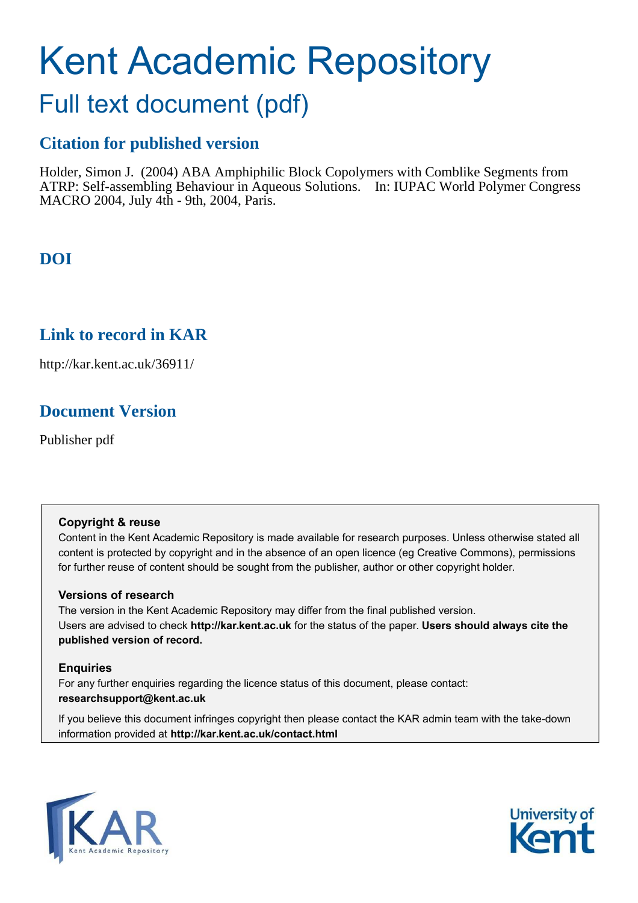# Kent Academic Repository

## Full text document (pdf)

### Citation for published version

Holder, Simon J. (2004) ABA Amphiphilic Block Copolymers with Comblike Segments from ATRP: Self-assembling Behaviour in Aqueous Solutions. In: IUPAC World Polymer Congress MACRO 2004, July 4th - 9th, 2004, Paris.

### DOI

### Link to record in KAR

http://kar.kent.ac.uk/36911/

### Document Version

Publisher pdf

**Copyright & reuse**

Content in the Kent Academic Repository is made available for research purposes. Unless otherwise stated all content is protected by copyright and in the absence of an open licence (eg Creative Commons), permissions for further reuse of content should be sought from the publisher, author or other copyright holder.

**Versions of research**

The version in the Kent Academic Repository may differ from the final published version. Users are advised to check **http://kar.kent.ac.uk** for the status of the paper. **Users should always cite the published version of record.**

**Enquiries**

For any further enquiries regarding the licence status of this document, please contact: **researchsupport@kent.ac.uk**

If you believe this document infringes copyright then please contact the KAR admin team with the take-down information provided at **http://kar.kent.ac.uk/contact.html**

KAR Kent Academic Repository

University of Kent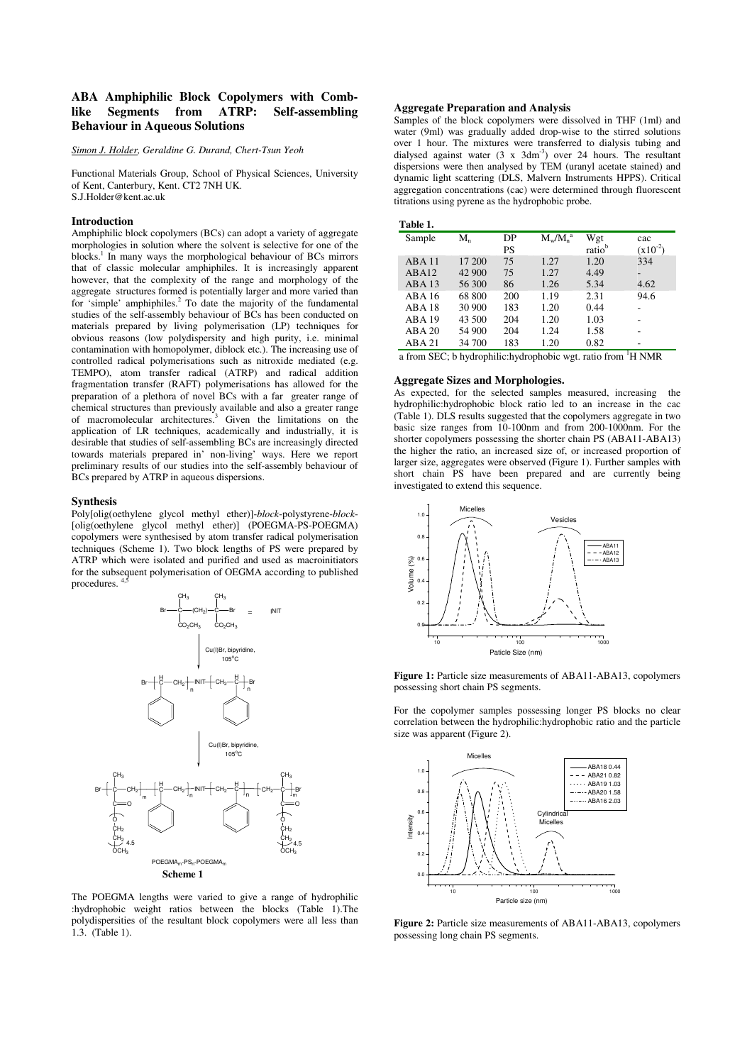# ABA Amphiphilic Block Copolymers with Comb-like Segments from ATRP: Self-assembling Behaviour in Aqueous Solutions

*Simon J. Holder, Geraldine G. Durand, Chert-Tsun Yeoh*

Functional Materials Group, School of Physical Sciences, University of Kent, Canterbury, Kent. CT2 7NH UK.
S.J.Holder@kent.ac.uk

## Introduction

Amphiphilic block copolymers (BCs) can adopt a variety of aggregate morphologies in solution where the solvent is selective for one of the blocks.[1] In many ways the morphological behaviour of BCs mirrors that of classic molecular amphiphiles. It is increasingly apparent however, that the complexity of the range and morphology of the aggregate structures formed is potentially larger and more varied than for 'simple' amphiphiles.[2] To date the majority of the fundamental studies of the self-assembly behaviour of BCs has been conducted on materials prepared by living polymerisation (LP) techniques for obvious reasons (low polydispersity and high purity, i.e. minimal contamination with homopolymer, diblock etc.). The increasing use of controlled radical polymerisations such as nitroxide mediated (e.g. TEMPO), atom transfer radical (ATRP) and radical addition fragmentation transfer (RAFT) polymerisations has allowed for the preparation of a plethora of novel BCs with a far greater range of chemical structures than previously available and also a greater range of macromolecular architectures.[3] Given the limitations on the application of LR techniques, academically and industrially, it is desirable that studies of self-assembling BCs are increasingly directed towards materials prepared in' non-living' ways. Here we report preliminary results of our studies into the self-assembly behaviour of BCs prepared by ATRP in aqueous dispersions.

## Synthesis

Poly[olig(oethylene glycol methyl ether)]-*block*-polystyrene-*block*-[olig(oethylene glycol methyl ether)] (POEGMA-PS-POEGMA) copolymers were synthesised by atom transfer radical polymerisation techniques (Scheme 1). Two block lengths of PS were prepared by ATRP which were isolated and purified and used as macroinitiators for the subsequent polymerisation of OEGMA according to published procedures.[4,5]

**Scheme 1**

The POEGMA lengths were varied to give a range of hydrophilic :hydrophobic weight ratios between the blocks (Table 1).The polydispersities of the resultant block copolymers were all less than 1.3. (Table 1).

## Aggregate Preparation and Analysis

Samples of the block copolymers were dissolved in THF (1ml) and water (9ml) was gradually added drop-wise to the stirred solutions over 1 hour. The mixtures were transferred to dialysis tubing and dialysed against water (3 x $3dm^{-3}$) over 24 hours. The resultant dispersions were then analysed by TEM (uranyl acetate stained) and dynamic light scattering (DLS, Malvern Instruments HPPS). Critical aggregation concentrations (cac) were determined through fluorescent titrations using pyrene as the hydrophobic probe.

**Table 1.**

| Sample | $M_n$ | DP PS | $M_w/M_n$ [a] | Wgt ratio [b] | cac ($x10^{-2}$) |
|---|---|---|---|---|---|
| ABA 11 | 17 200 | 75 | 1.27 | 1.20 | 334 |
| ABA12 | 42 900 | 75 | 1.27 | 4.49 | - |
| ABA 13 | 56 300 | 86 | 1.26 | 5.34 | 4.62 |
| ABA 16 | 68 800 | 200 | 1.19 | 2.31 | 94.6 |
| ABA 18 | 30 900 | 183 | 1.20 | 0.44 | - |
| ABA 19 | 43 500 | 204 | 1.20 | 1.03 | - |
| ABA 20 | 54 900 | 204 | 1.24 | 1.58 | - |
| ABA 21 | 34 700 | 183 | 1.20 | 0.82 | - |

a from SEC; b hydrophilic:hydrophobic wgt. ratio from $^1H$ NMR

## Aggregate Sizes and Morphologies.

As expected, for the selected samples measured, increasing the hydrophilic:hydrophobic block ratio led to an increase in the cac (Table 1). DLS results suggested that the copolymers aggregate in two basic size ranges from 10-100nm and from 200-1000nm. For the shorter copolymers possessing the shorter chain PS (ABA11-ABA13) the higher the ratio, an increased size of, or increased proportion of larger size, aggregates were observed (Figure 1). Further samples with short chain PS have been prepared and are currently being investigated to extend this sequence.

**Figure 1:** Particle size measurements of ABA11-ABA13, copolymers possessing short chain PS segments.

For the copolymer samples possessing longer PS blocks no clear correlation between the hydrophilic:hydrophobic ratio and the particle size was apparent (Figure 2).

**Figure 2:** Particle size measurements of ABA11-ABA13, copolymers possessing long chain PS segments.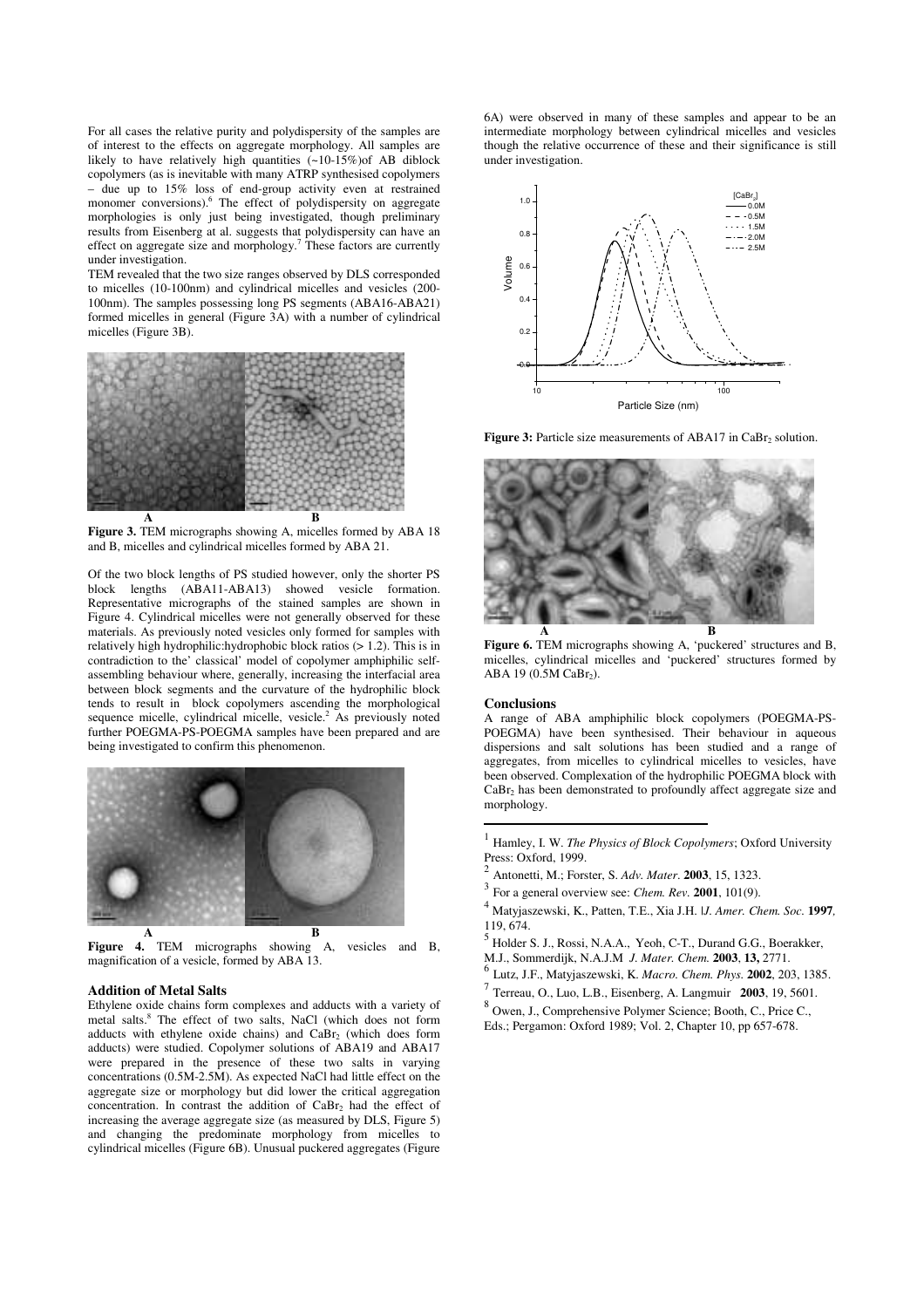For all cases the relative purity and polydispersity of the samples are of interest to the effects on aggregate morphology. All samples are likely to have relatively high quantities (~10-15%)of AB diblock copolymers (as is inevitable with many ATRP synthesised copolymers – due up to 15% loss of end-group activity even at restrained monomer conversions).[6] The effect of polydispersity on aggregate morphologies is only just being investigated, though preliminary results from Eisenberg at al. suggests that polydispersity can have an effect on aggregate size and morphology.[7] These factors are currently under investigation.

TEM revealed that the two size ranges observed by DLS corresponded to micelles (10-100nm) and cylindrical micelles and vesicles (200-100nm). The samples possessing long PS segments (ABA16-ABA21) formed micelles in general (Figure 3A) with a number of cylindrical micelles (Figure 3B).

A B

**Figure 3.** TEM micrographs showing A, micelles formed by ABA 18 and B, micelles and cylindrical micelles formed by ABA 21.

Of the two block lengths of PS studied however, only the shorter PS block lengths (ABA11-ABA13) showed vesicle formation. Representative micrographs of the stained samples are shown in Figure 4. Cylindrical micelles were not generally observed for these materials. As previously noted vesicles only formed for samples with relatively high hydrophilic:hydrophobic block ratios (> 1.2). This is in contradiction to the' classical' model of copolymer amphiphilic self-assembling behaviour where, generally, increasing the interfacial area between block segments and the curvature of the hydrophilic block tends to result in block copolymers ascending the morphological sequence micelle, cylindrical micelle, vesicle.[2] As previously noted further POEGMA-PS-POEGMA samples have been prepared and are being investigated to confirm this phenomenon.

A B

**Figure 4.** TEM micrographs showing A, vesicles and B, magnification of a vesicle, formed by ABA 13.

### Addition of Metal Salts

Ethylene oxide chains form complexes and adducts with a variety of metal salts.[8] The effect of two salts, NaCl (which does not form adducts with ethylene oxide chains) and $CaBr_2$ (which does form adducts) were studied. Copolymer solutions of ABA19 and ABA17 were prepared in the presence of these two salts in varying concentrations (0.5M-2.5M). As expected NaCl had little effect on the aggregate size or morphology but did lower the critical aggregation concentration. In contrast the addition of $CaBr_2$ had the effect of increasing the average aggregate size (as measured by DLS, Figure 5) and changing the predominate morphology from micelles to cylindrical micelles (Figure 6B). Unusual puckered aggregates (Figure 6A) were observed in many of these samples and appear to be an intermediate morphology between cylindrical micelles and vesicles though the relative occurrence of these and their significance is still under investigation.

Volume
1.0
0.8
0.6
0.4
0.2
0.0
10
100
Particle Size (nm)
[$CaBr_2$]
0.0M
0.5M
1.5M
2.0M
2.5M

**Figure 3:** Particle size measurements of ABA17 in $CaBr_2$ solution.

A B

**Figure 6.** TEM micrographs showing A, 'puckered' structures and B, micelles, cylindrical micelles and 'puckered' structures formed by ABA 19 (0.5M $CaBr_2$).

### Conclusions

A range of ABA amphiphilic block copolymers (POEGMA-PS-POEGMA) have been synthesised. Their behaviour in aqueous dispersions and salt solutions has been studied and a range of aggregates, from micelles to cylindrical micelles to vesicles, have been observed. Complexation of the hydrophilic POEGMA block with $CaBr_2$ has been demonstrated to profoundly affect aggregate size and morphology.

---

1. Hamley, I. W. *The Physics of Block Copolymers*; Oxford University Press: Oxford, 1999.
2. Antonetti, M.; Forster, S. *Adv. Mater*. **2003**, 15, 1323.
3. For a general overview see: *Chem. Rev*. **2001**, 101(9).
4. Matyjaszewski, K., Patten, T.E., Xia J.H. |*J. Amer. Chem. Soc.* **1997**, 119, 674.
5. Holder S. J., Rossi, N.A.A., Yeoh, C-T., Durand G.G., Boerakker, M.J., Sommerdijk, N.A.J.M *J. Mater. Chem.* **2003**, **13,** 2771.
6. Lutz, J.F., Matyjaszewski, K. *Macro. Chem. Phys.* **2002**, 203, 1385.
7. Terreau, O., Luo, L.B., Eisenberg, A. Langmuir **2003**, 19, 5601.
8. Owen, J., Comprehensive Polymer Science; Booth, C., Price C., Eds.; Pergamon: Oxford 1989; Vol. 2, Chapter 10, pp 657-678.